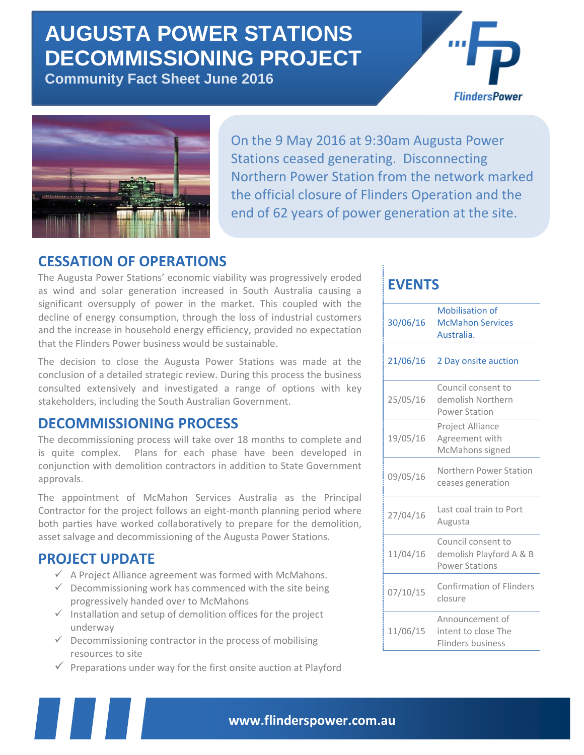# AUGUSTA POWER STATIONS DECOMMISSIONING PROJECT

**Community Fact Sheet June 2016**

FlindersPower

On the 9 May 2016 at 9:30am Augusta Power Stations ceased generating. Disconnecting Northern Power Station from the network marked the official closure of Flinders Operation and the end of 62 years of power generation at the site.

## CESSATION OF OPERATIONS

The Augusta Power Stations' economic viability was progressively eroded as wind and solar generation increased in South Australia causing a significant oversupply of power in the market. This coupled with the decline of energy consumption, through the loss of industrial customers and the increase in household energy efficiency, provided no expectation that the Flinders Power business would be sustainable.

The decision to close the Augusta Power Stations was made at the conclusion of a detailed strategic review. During this process the business consulted extensively and investigated a range of options with key stakeholders, including the South Australian Government.

## DECOMMISSIONING PROCESS

The decommissioning process will take over 18 months to complete and is quite complex. Plans for each phase have been developed in conjunction with demolition contractors in addition to State Government approvals.

The appointment of McMahon Services Australia as the Principal Contractor for the project follows an eight-month planning period where both parties have worked collaboratively to prepare for the demolition, asset salvage and decommissioning of the Augusta Power Stations.

## PROJECT UPDATE

- ✓ A Project Alliance agreement was formed with McMahons.
- ✓ Decommissioning work has commenced with the site being progressively handed over to McMahons
- ✓ Installation and setup of demolition offices for the project underway
- ✓ Decommissioning contractor in the process of mobilising resources to site
- ✓ Preparations under way for the first onsite auction at Playford

## EVENTS

| Date | Event |
|---|---|
| 30/06/16 | Mobilisation of McMahon Services Australia. |
| 21/06/16 | 2 Day onsite auction |
| 25/05/16 | Council consent to demolish Northern Power Station |
| 19/05/16 | Project Alliance Agreement with McMahons signed |
| 09/05/16 | Northern Power Station ceases generation |
| 27/04/16 | Last coal train to Port Augusta |
| 11/04/16 | Council consent to demolish Playford A & B Power Stations |
| 07/10/15 | Confirmation of Flinders closure |
| 11/06/15 | Announcement of intent to close The Flinders business |

**www.flinderspower.com.au**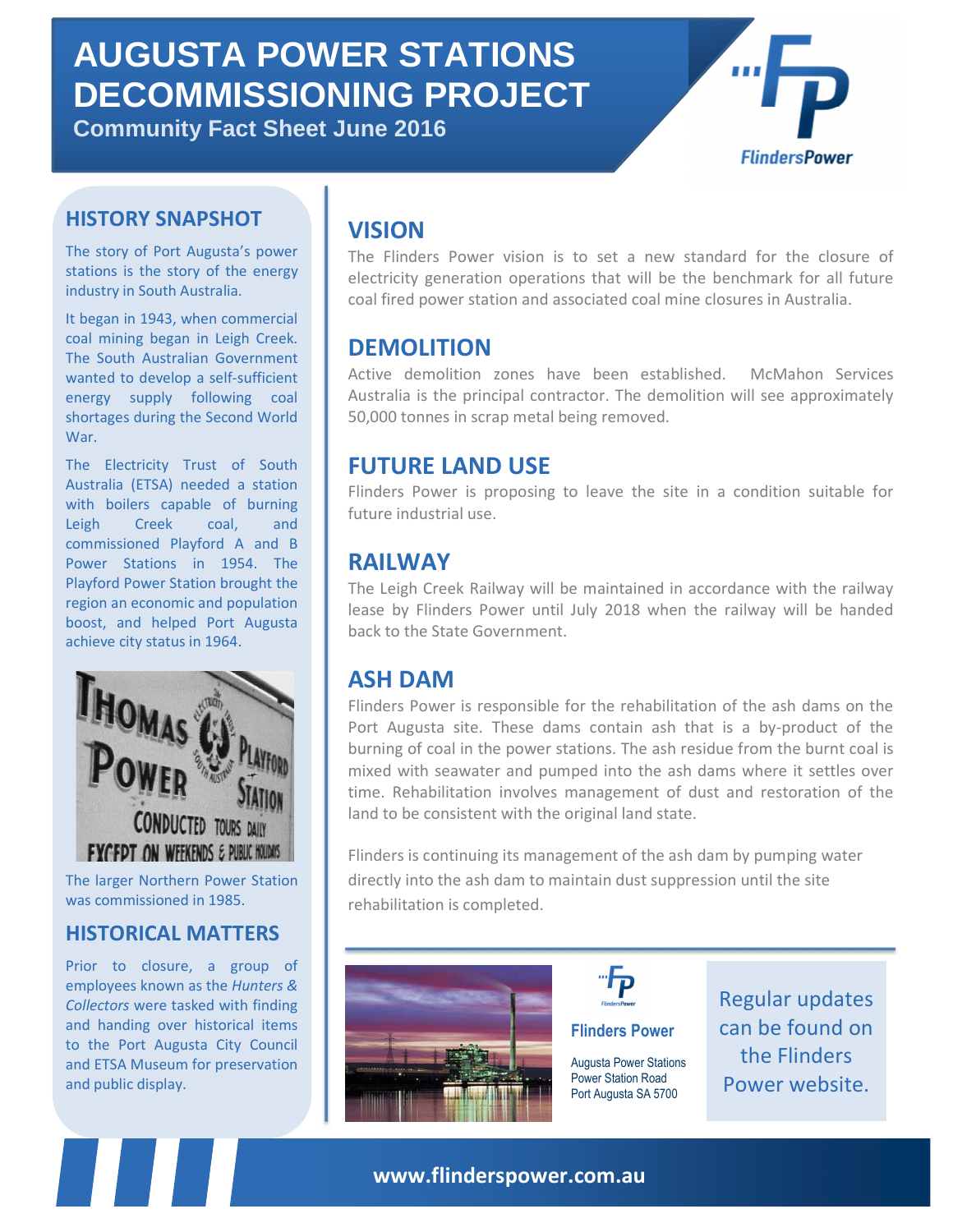# AUGUSTA POWER STATIONS DECOMMISSIONING PROJECT

**Community Fact Sheet June 2016**

FlindersPower

## HISTORY SNAPSHOT

The story of Port Augusta's power stations is the story of the energy industry in South Australia.

It began in 1943, when commercial coal mining began in Leigh Creek. The South Australian Government wanted to develop a self-sufficient energy supply following coal shortages during the Second World War.

The Electricity Trust of South Australia (ETSA) needed a station with boilers capable of burning Leigh Creek coal, and commissioned Playford A and B Power Stations in 1954. The Playford Power Station brought the region an economic and population boost, and helped Port Augusta achieve city status in 1964.

The larger Northern Power Station was commissioned in 1985.

## HISTORICAL MATTERS

Prior to closure, a group of employees known as the *Hunters & Collectors* were tasked with finding and handing over historical items to the Port Augusta City Council and ETSA Museum for preservation and public display.

## VISION

The Flinders Power vision is to set a new standard for the closure of electricity generation operations that will be the benchmark for all future coal fired power station and associated coal mine closures in Australia.

## DEMOLITION

Active demolition zones have been established. McMahon Services Australia is the principal contractor. The demolition will see approximately 50,000 tonnes in scrap metal being removed.

## FUTURE LAND USE

Flinders Power is proposing to leave the site in a condition suitable for future industrial use.

## RAILWAY

The Leigh Creek Railway will be maintained in accordance with the railway lease by Flinders Power until July 2018 when the railway will be handed back to the State Government.

## ASH DAM

Flinders Power is responsible for the rehabilitation of the ash dams on the Port Augusta site. These dams contain ash that is a by-product of the burning of coal in the power stations. The ash residue from the burnt coal is mixed with seawater and pumped into the ash dams where it settles over time. Rehabilitation involves management of dust and restoration of the land to be consistent with the original land state.

Flinders is continuing its management of the ash dam by pumping water directly into the ash dam to maintain dust suppression until the site rehabilitation is completed.

**Flinders Power**

Augusta Power Stations
Power Station Road
Port Augusta SA 5700

Regular updates can be found on the Flinders Power website.

**www.flinderspower.com.au**